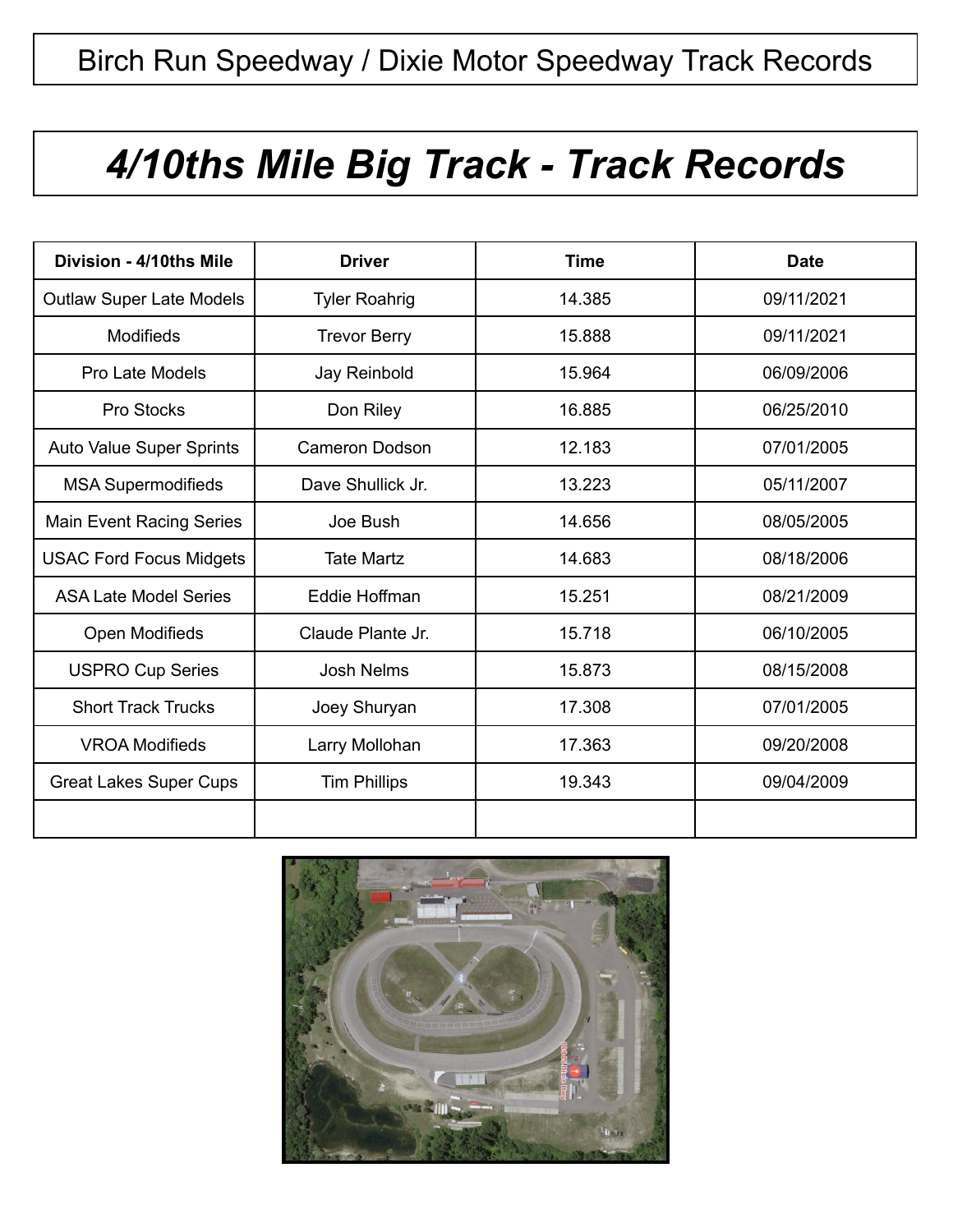Birch Run Speedway / Dixie Motor Speedway Track Records

# *4/10ths Mile Big Track - Track Records*

| Division - 4/10ths Mile | Driver | Time | Date |
|---|---|---|---|
| Outlaw Super Late Models | Tyler Roahrig | 14.385 | 09/11/2021 |
| Modifieds | Trevor Berry | 15.888 | 09/11/2021 |
| Pro Late Models | Jay Reinbold | 15.964 | 06/09/2006 |
| Pro Stocks | Don Riley | 16.885 | 06/25/2010 |
| Auto Value Super Sprints | Cameron Dodson | 12.183 | 07/01/2005 |
| MSA Supermodifieds | Dave Shullick Jr. | 13.223 | 05/11/2007 |
| Main Event Racing Series | Joe Bush | 14.656 | 08/05/2005 |
| USAC Ford Focus Midgets | Tate Martz | 14.683 | 08/18/2006 |
| ASA Late Model Series | Eddie Hoffman | 15.251 | 08/21/2009 |
| Open Modifieds | Claude Plante Jr. | 15.718 | 06/10/2005 |
| USPRO Cup Series | Josh Nelms | 15.873 | 08/15/2008 |
| Short Track Trucks | Joey Shuryan | 17.308 | 07/01/2005 |
| VROA Modifieds | Larry Mollohan | 17.363 | 09/20/2008 |
| Great Lakes Super Cups | Tim Phillips | 19.343 | 09/04/2009 |
| | | | |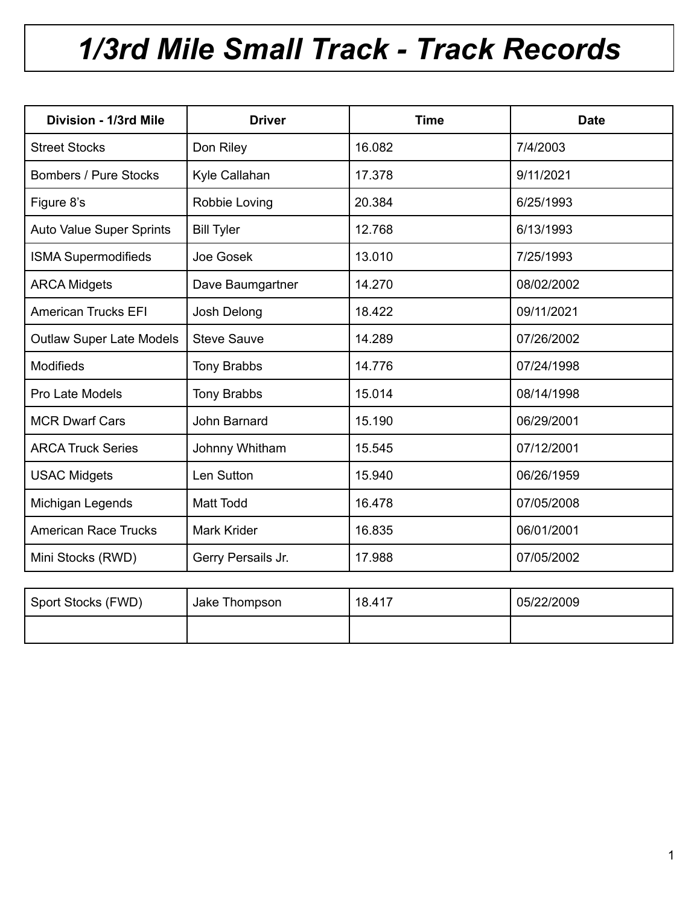# *1/3rd Mile Small Track - Track Records*

| Division - 1/3rd Mile | Driver | Time | Date |
|---|---|---|---|
| Street Stocks | Don Riley | 16.082 | 7/4/2003 |
| Bombers / Pure Stocks | Kyle Callahan | 17.378 | 9/11/2021 |
| Figure 8's | Robbie Loving | 20.384 | 6/25/1993 |
| Auto Value Super Sprints | Bill Tyler | 12.768 | 6/13/1993 |
| ISMA Supermodifieds | Joe Gosek | 13.010 | 7/25/1993 |
| ARCA Midgets | Dave Baumgartner | 14.270 | 08/02/2002 |
| American Trucks EFI | Josh Delong | 18.422 | 09/11/2021 |
| Outlaw Super Late Models | Steve Sauve | 14.289 | 07/26/2002 |
| Modifieds | Tony Brabbs | 14.776 | 07/24/1998 |
| Pro Late Models | Tony Brabbs | 15.014 | 08/14/1998 |
| MCR Dwarf Cars | John Barnard | 15.190 | 06/29/2001 |
| ARCA Truck Series | Johnny Whitham | 15.545 | 07/12/2001 |
| USAC Midgets | Len Sutton | 15.940 | 06/26/1959 |
| Michigan Legends | Matt Todd | 16.478 | 07/05/2008 |
| American Race Trucks | Mark Krider | 16.835 | 06/01/2001 |
| Mini Stocks (RWD) | Gerry Persails Jr. | 17.988 | 07/05/2002 |

| | | | |
|---|---|---|---|
| Sport Stocks (FWD) | Jake Thompson | 18.417 | 05/22/2009 |
| | | | |